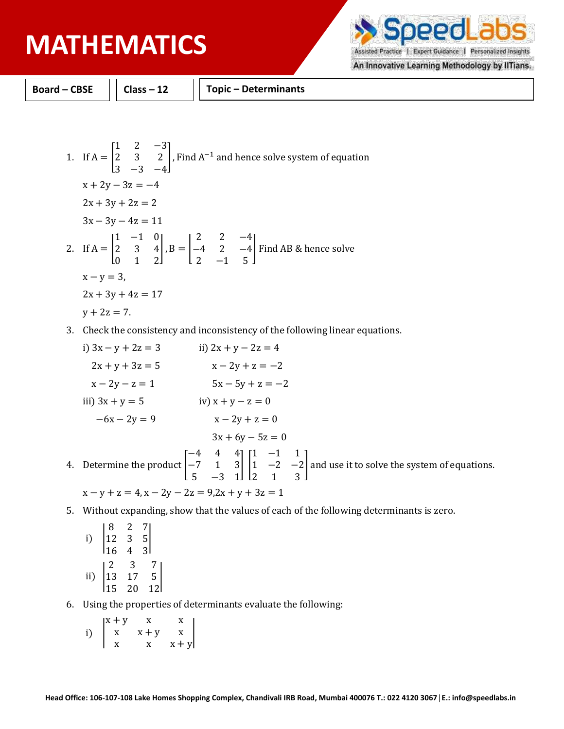# MATHEMATICS

| Board – CBSE | Class – 12 | Topic – Determinants |
| --- | --- | --- |

1. If $A = \begin{bmatrix} 1 & 2 & -3 \\ 2 & 3 & 2 \\ 3 & -3 & -4 \end{bmatrix}$, Find $A^{-1}$ and hence solve system of equation

   $x + 2y - 3z = -4$

   $2x + 3y + 2z = 2$

   $3x - 3y - 4z = 11$

2. If $A = \begin{bmatrix} 1 & -1 & 0 \\ 2 & 3 & 4 \\ 0 & 1 & 2 \end{bmatrix}$, $B = \begin{bmatrix} 2 & 2 & -4 \\ -4 & 2 & -4 \\ 2 & -1 & 5 \end{bmatrix}$ Find AB & hence solve

   $x - y = 3,$

   $2x + 3y + 4z = 17$

   $y + 2z = 7.$

3. Check the consistency and inconsistency of the following linear equations.

   i) $3x - y + 2z = 3$
      $2x + y + 3z = 5$
      $x - 2y - z = 1$

   ii) $2x + y - 2z = 4$
       $x - 2y + z = -2$
       $5x - 5y + z = -2$

   iii) $3x + y = 5$
        $-6x - 2y = 9$

   iv) $x + y - z = 0$
       $x - 2y + z = 0$
       $3x + 6y - 5z = 0$

4. Determine the product $\begin{bmatrix} -4 & 4 & 4 \\ -7 & 1 & 3 \\ 5 & -3 & 1 \end{bmatrix} \begin{bmatrix} 1 & -1 & 1 \\ 1 & -2 & -2 \\ 2 & 1 & 3 \end{bmatrix}$ and use it to solve the system of equations.

   $x - y + z = 4, x - 2y - 2z = 9, 2x + y + 3z = 1$

5. Without expanding, show that the values of each of the following determinants is zero.

   i) $\begin{vmatrix} 8 & 2 & 7 \\ 12 & 3 & 5 \\ 16 & 4 & 3 \end{vmatrix}$

   ii) $\begin{vmatrix} 2 & 3 & 7 \\ 13 & 17 & 5 \\ 15 & 20 & 12 \end{vmatrix}$

6. Using the properties of determinants evaluate the following:

   i) $\begin{vmatrix} x+y & x & x \\ x & x+y & x \\ x & x & x+y \end{vmatrix}$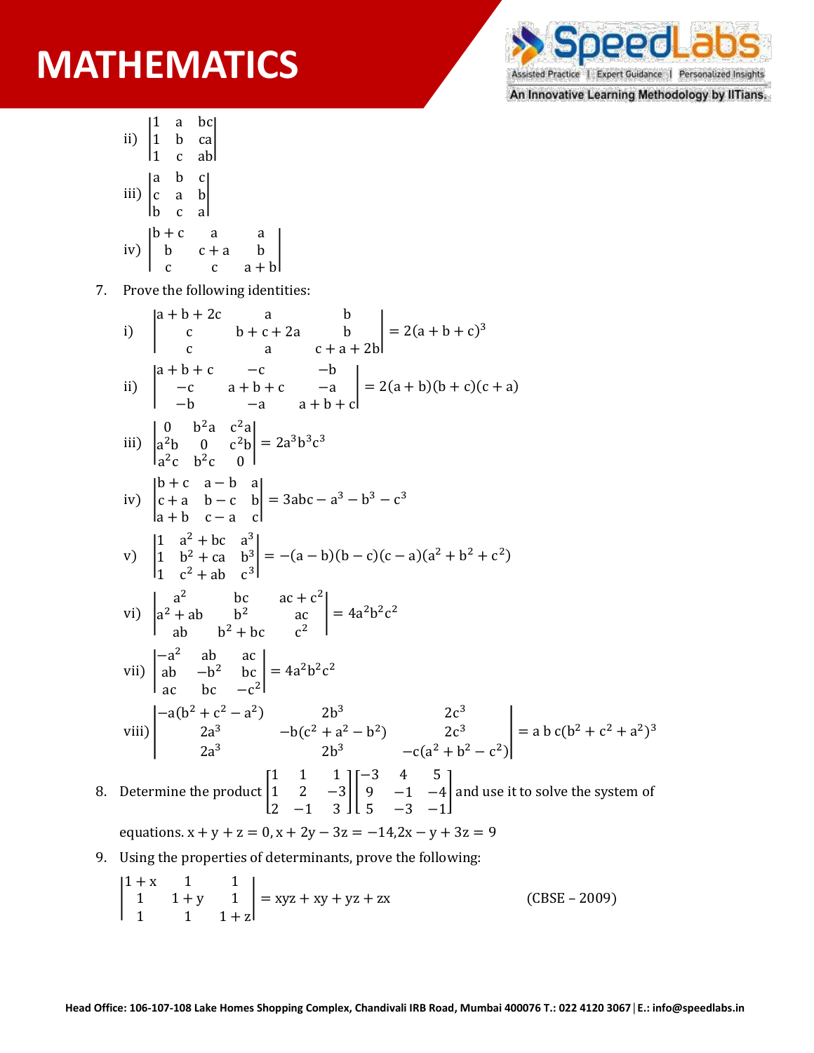ii) $\begin{vmatrix} 1 & a & bc \\ 1 & b & ca \\ 1 & c & ab \end{vmatrix}$

iii) $\begin{vmatrix} a & b & c \\ c & a & b \\ b & c & a \end{vmatrix}$

iv) $\begin{vmatrix} b+c & a & a \\ b & c+a & b \\ c & c & a+b \end{vmatrix}$

7. Prove the following identities:

i) $\begin{vmatrix} a+b+2c & a & b \\ c & b+c+2a & b \\ c & a & c+a+2b \end{vmatrix} = 2(a+b+c)^3$

ii) $\begin{vmatrix} a+b+c & -c & -b \\ -c & a+b+c & -a \\ -b & -a & a+b+c \end{vmatrix} = 2(a+b)(b+c)(c+a)$

iii) $\begin{vmatrix} 0 & b^2a & c^2a \\ a^2b & 0 & c^2b \\ a^2c & b^2c & 0 \end{vmatrix} = 2a^3b^3c^3$

iv) $\begin{vmatrix} b+c & a-b & a \\ c+a & b-c & b \\ a+b & c-a & c \end{vmatrix} = 3abc - a^3 - b^3 - c^3$

v) $\begin{vmatrix} 1 & a^2+bc & a^3 \\ 1 & b^2+ca & b^3 \\ 1 & c^2+ab & c^3 \end{vmatrix} = -(a-b)(b-c)(c-a)(a^2+b^2+c^2)$

vi) $\begin{vmatrix} a^2 & bc & ac+c^2 \\ a^2+ab & b^2 & ac \\ ab & b^2+bc & c^2 \end{vmatrix} = 4a^2b^2c^2$

vii) $\begin{vmatrix} -a^2 & ab & ac \\ ab & -b^2 & bc \\ ac & bc & -c^2 \end{vmatrix} = 4a^2b^2c^2$

viii) $\begin{vmatrix} -a(b^2+c^2-a^2) & 2b^3 & 2c^3 \\ 2a^3 & -b(c^2+a^2-b^2) & 2c^3 \\ 2a^3 & 2b^3 & -c(a^2+b^2-c^2) \end{vmatrix} = a\,b\,c(b^2+c^2+a^2)^3$

8. Determine the product $\begin{bmatrix} 1 & 1 & 1 \\ 1 & 2 & -3 \\ 2 & -1 & 3 \end{bmatrix}\begin{bmatrix} -3 & 4 & 5 \\ 9 & -1 & -4 \\ 5 & -3 & -1 \end{bmatrix}$ and use it to solve the system of equations. $x+y+z=0, x+2y-3z=-14, 2x-y+3z=9$

9. Using the properties of determinants, prove the following:

$\begin{vmatrix} 1+x & 1 & 1 \\ 1 & 1+y & 1 \\ 1 & 1 & 1+z \end{vmatrix} = xyz + xy + yz + zx$ (CBSE – 2009)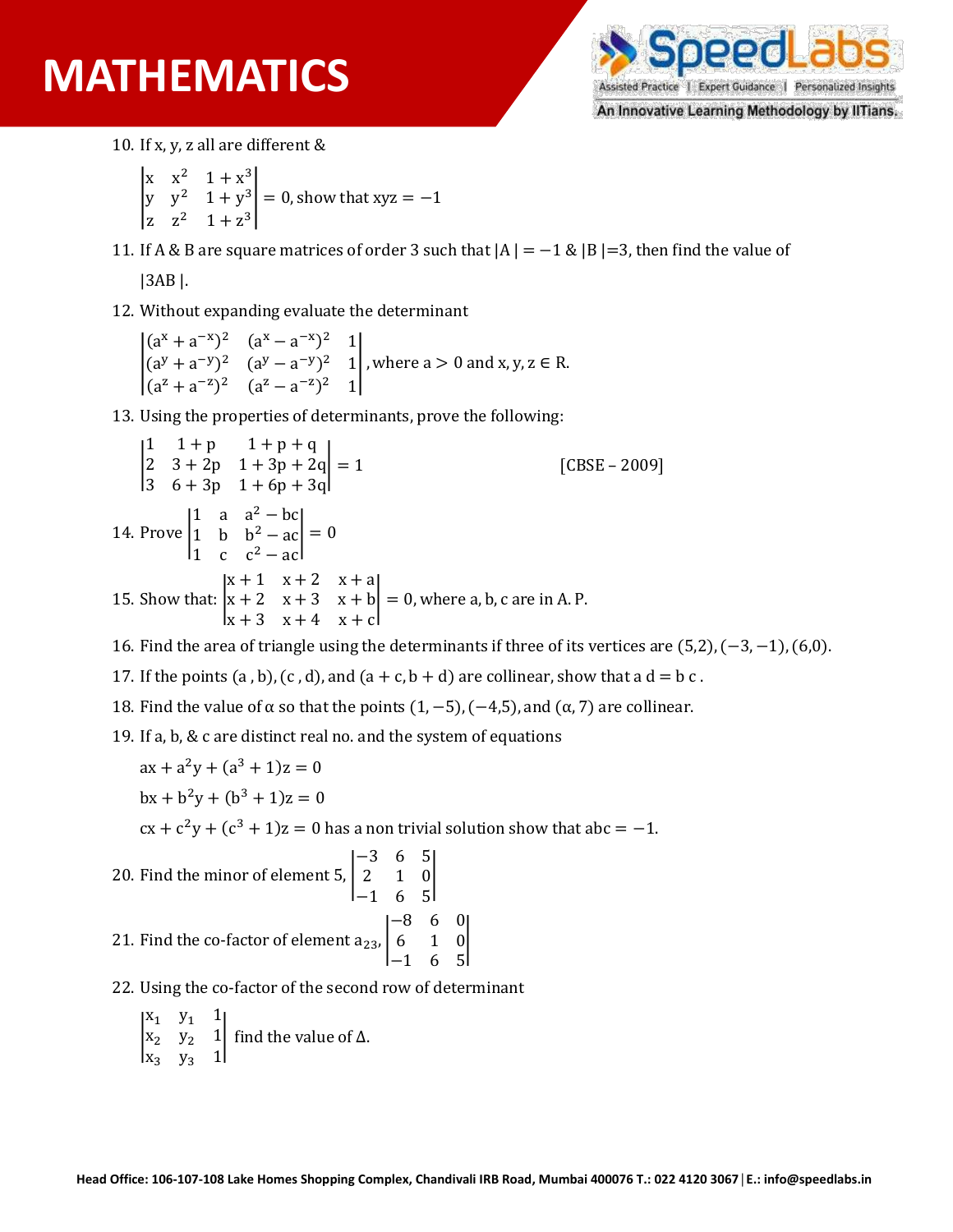10. If x, y, z all are different &

$$\begin{vmatrix} x & x^2 & 1+x^3 \\ y & y^2 & 1+y^3 \\ z & z^2 & 1+z^3 \end{vmatrix} = 0, \text{ show that } xyz = -1$$

11. If A & B are square matrices of order 3 such that $|A| = -1$ & $|B| = 3$, then find the value of $|3AB|$.

12. Without expanding evaluate the determinant

$$\begin{vmatrix} (a^x + a^{-x})^2 & (a^x - a^{-x})^2 & 1 \\ (a^y + a^{-y})^2 & (a^y - a^{-y})^2 & 1 \\ (a^z + a^{-z})^2 & (a^z - a^{-z})^2 & 1 \end{vmatrix}, \text{ where } a > 0 \text{ and } x, y, z \in R.$$

13. Using the properties of determinants, prove the following:

$$\begin{vmatrix} 1 & 1+p & 1+p+q \\ 2 & 3+2p & 1+3p+2q \\ 3 & 6+3p & 1+6p+3q \end{vmatrix} = 1$$

[CBSE – 2009]

14. Prove $\begin{vmatrix} 1 & a & a^2 - bc \\ 1 & b & b^2 - ac \\ 1 & c & c^2 - ac \end{vmatrix} = 0$

15. Show that: $\begin{vmatrix} x+1 & x+2 & x+a \\ x+2 & x+3 & x+b \\ x+3 & x+4 & x+c \end{vmatrix} = 0$, where a, b, c are in A. P.

16. Find the area of triangle using the determinants if three of its vertices are $(5,2), (-3,-1), (6,0)$.

17. If the points $(a, b), (c, d)$, and $(a+c, b+d)$ are collinear, show that $a\,d = b\,c$.

18. Find the value of $\alpha$ so that the points $(1,-5), (-4,5)$, and $(\alpha, 7)$ are collinear.

19. If a, b, & c are distinct real no. and the system of equations

$ax + a^2y + (a^3+1)z = 0$

$bx + b^2y + (b^3+1)z = 0$

$cx + c^2y + (c^3+1)z = 0$ has a non trivial solution show that $abc = -1$.

20. Find the minor of element 5, $\begin{vmatrix} -3 & 6 & 5 \\ 2 & 1 & 0 \\ -1 & 6 & 5 \end{vmatrix}$

21. Find the co-factor of element $a_{23}$, $\begin{vmatrix} -8 & 6 & 0 \\ 6 & 1 & 0 \\ -1 & 6 & 5 \end{vmatrix}$

22. Using the co-factor of the second row of determinant

$$\begin{vmatrix} x_1 & y_1 & 1 \\ x_2 & y_2 & 1 \\ x_3 & y_3 & 1 \end{vmatrix} \text{ find the value of } \Delta.$$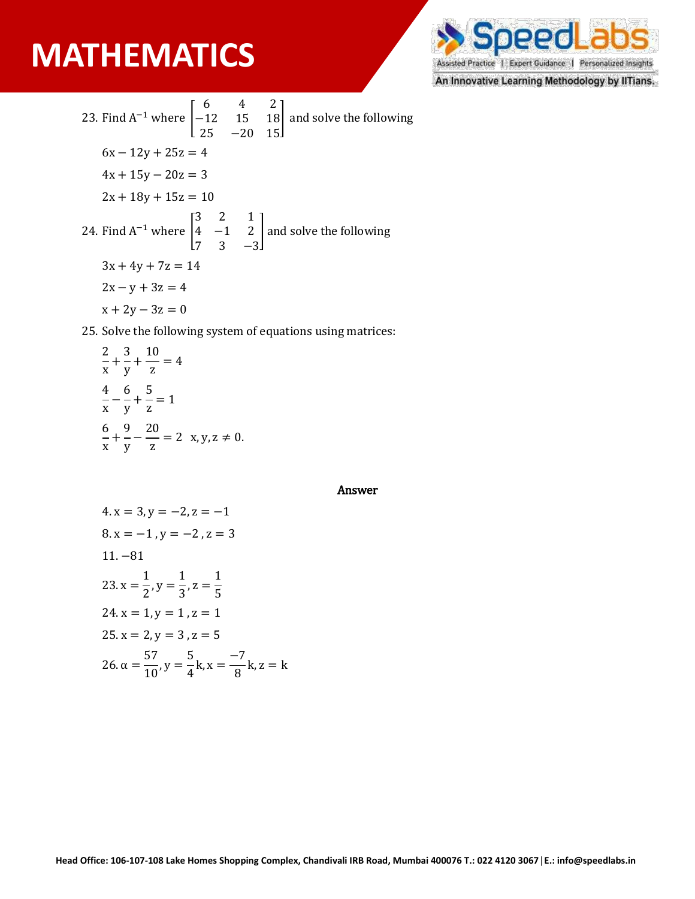23. Find $A^{-1}$ where $\begin{bmatrix} 6 & 4 & 2 \\ -12 & 15 & 18 \\ 25 & -20 & 15 \end{bmatrix}$ and solve the following

$6x - 12y + 25z = 4$

$4x + 15y - 20z = 3$

$2x + 18y + 15z = 10$

24. Find $A^{-1}$ where $\begin{bmatrix} 3 & 2 & 1 \\ 4 & -1 & 2 \\ 7 & 3 & -3 \end{bmatrix}$ and solve the following

$3x + 4y + 7z = 14$

$2x - y + 3z = 4$

$x + 2y - 3z = 0$

25. Solve the following system of equations using matrices:

$\frac{2}{x} + \frac{3}{y} + \frac{10}{z} = 4$

$\frac{4}{x} - \frac{6}{y} + \frac{5}{z} = 1$

$\frac{6}{x} + \frac{9}{y} - \frac{20}{z} = 2 \quad x, y, z \neq 0.$

## Answer

4. $x = 3, y = -2, z = -1$

8. $x = -1, y = -2, z = 3$

11. $-81$

23. $x = \frac{1}{2}, y = \frac{1}{3}, z = \frac{1}{5}$

24. $x = 1, y = 1, z = 1$

25. $x = 2, y = 3, z = 5$

26. $\alpha = \frac{57}{10}, y = \frac{5}{4}k, x = \frac{-7}{8}k, z = k$